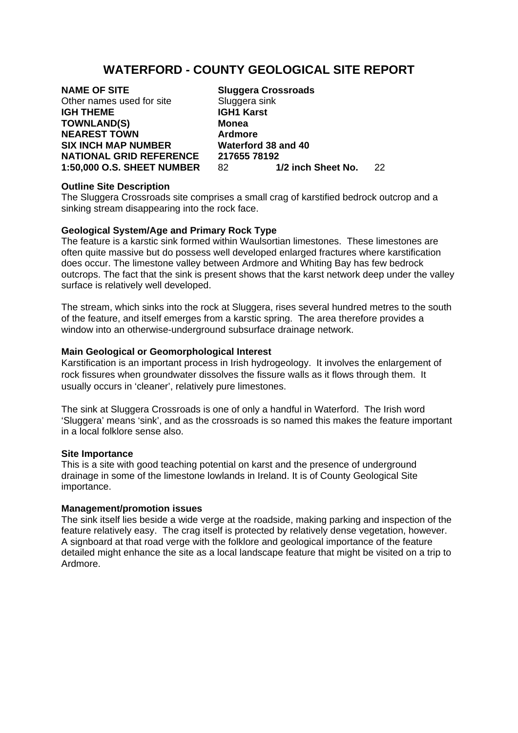# WATERFORD - COUNTY GEOLOGICAL SITE REPORT

**NAME OF SITE** **Sluggera Crossroads**
Other names used for site Sluggera sink
**IGH THEME** **IGH1 Karst**
**TOWNLAND(S)** **Monea**
**NEAREST TOWN** **Ardmore**
**SIX INCH MAP NUMBER** **Waterford 38 and 40**
**NATIONAL GRID REFERENCE** **217655 78192**
**1:50,000 O.S. SHEET NUMBER** 82 **1/2 inch Sheet No.** 22

**Outline Site Description**
The Sluggera Crossroads site comprises a small crag of karstified bedrock outcrop and a sinking stream disappearing into the rock face.

**Geological System/Age and Primary Rock Type**
The feature is a karstic sink formed within Waulsortian limestones. These limestones are often quite massive but do possess well developed enlarged fractures where karstification does occur. The limestone valley between Ardmore and Whiting Bay has few bedrock outcrops. The fact that the sink is present shows that the karst network deep under the valley surface is relatively well developed.

The stream, which sinks into the rock at Sluggera, rises several hundred metres to the south of the feature, and itself emerges from a karstic spring. The area therefore provides a window into an otherwise-underground subsurface drainage network.

**Main Geological or Geomorphological Interest**
Karstification is an important process in Irish hydrogeology. It involves the enlargement of rock fissures when groundwater dissolves the fissure walls as it flows through them. It usually occurs in 'cleaner', relatively pure limestones.

The sink at Sluggera Crossroads is one of only a handful in Waterford. The Irish word 'Sluggera' means 'sink', and as the crossroads is so named this makes the feature important in a local folklore sense also.

**Site Importance**
This is a site with good teaching potential on karst and the presence of underground drainage in some of the limestone lowlands in Ireland. It is of County Geological Site importance.

**Management/promotion issues**
The sink itself lies beside a wide verge at the roadside, making parking and inspection of the feature relatively easy. The crag itself is protected by relatively dense vegetation, however. A signboard at that road verge with the folklore and geological importance of the feature detailed might enhance the site as a local landscape feature that might be visited on a trip to Ardmore.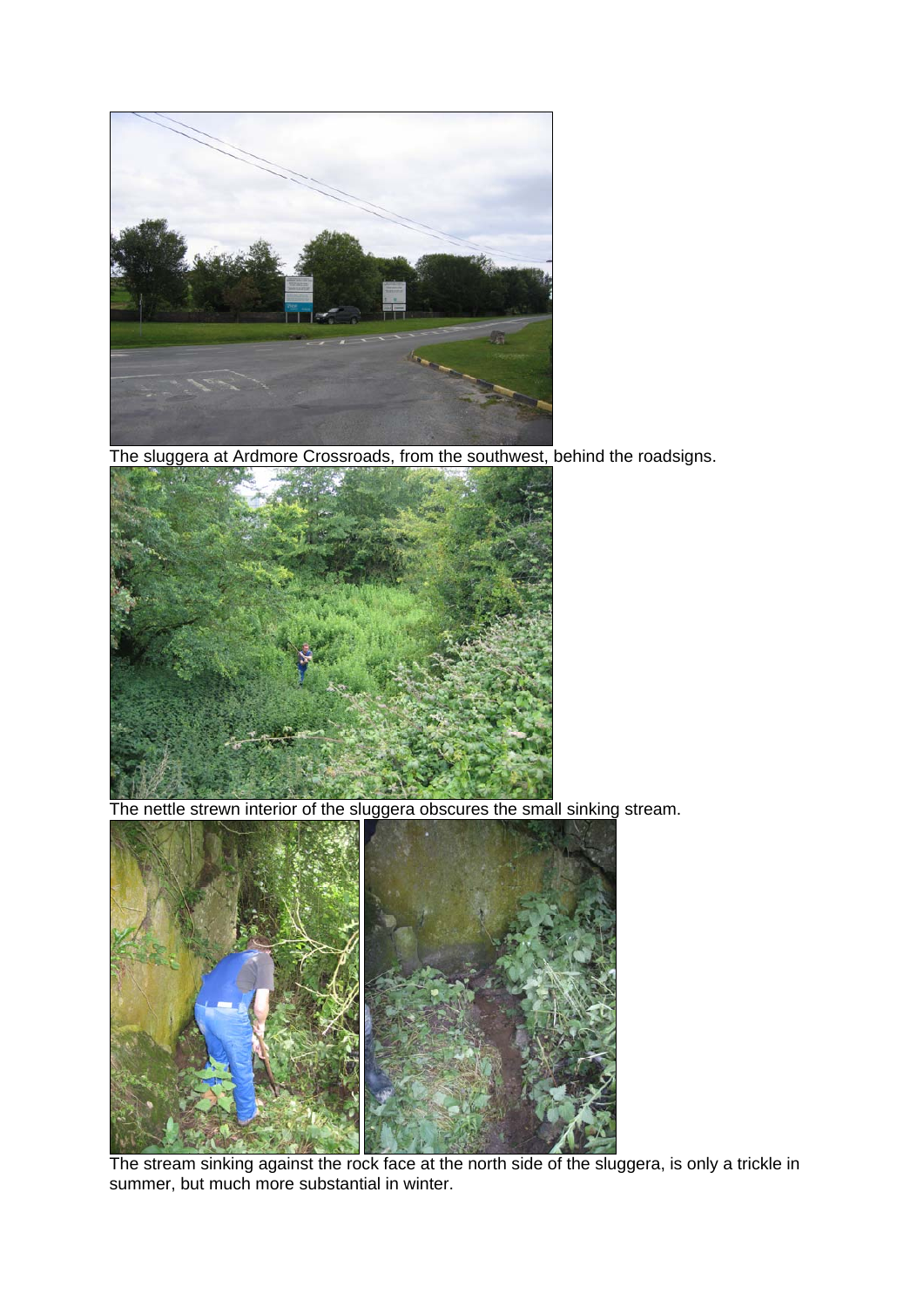The sluggera at Ardmore Crossroads, from the southwest, behind the roadsigns.

The nettle strewn interior of the sluggera obscures the small sinking stream.

The stream sinking against the rock face at the north side of the sluggera, is only a trickle in summer, but much more substantial in winter.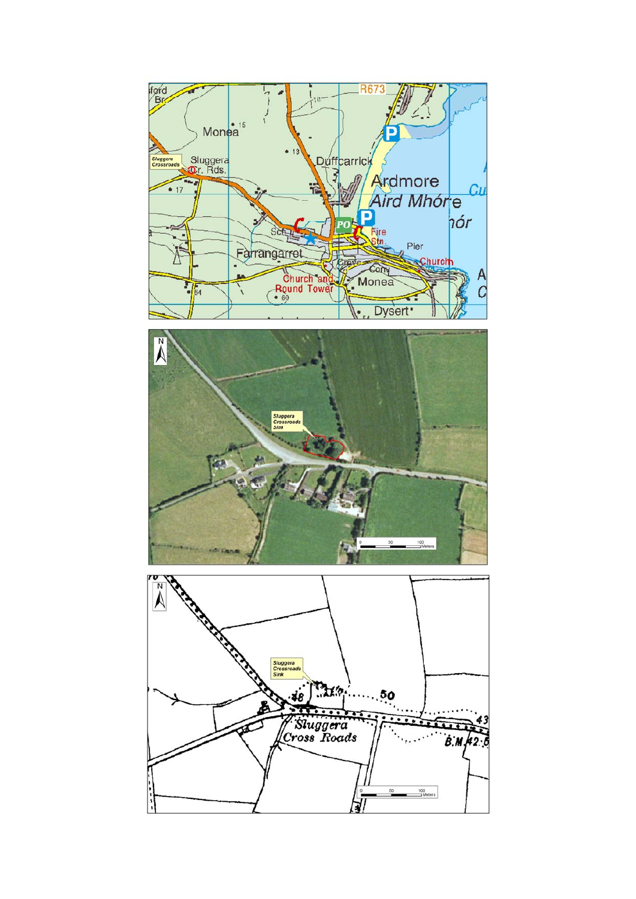R673

Monea

Sluggera Crossroads

Sluggera Cr. Rds.

Duffcarrick

Ardmore

Aird Mhóre

PO

Fire Stn.

Pier

Church

Sch.

Farrangarret

Grave

Church and Round Tower

Monea

Dysert

N

Sluggera Crossroads Sink

0 50 100 Meters

N

Sluggera Crossroads Sink

Sluggera Cross Roads

B.M. 42.5

0 50 100 Meters